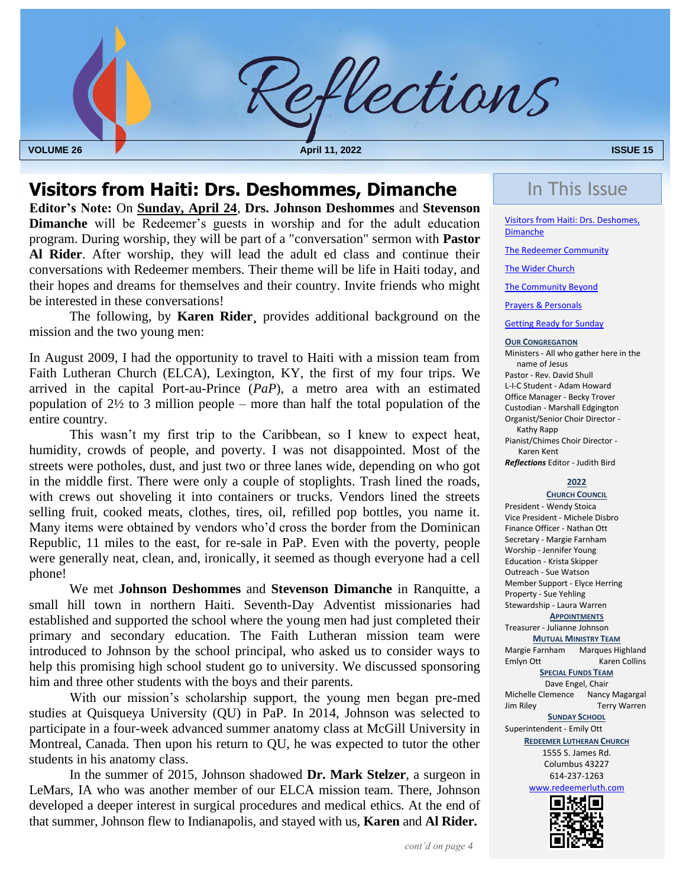# Reflections

**VOLUME 26** | **April 11, 2022** | **ISSUE 15**

## Visitors from Haiti: Drs. Deshommes, Dimanche

**Editor's Note:** On **Sunday, April 24**, **Drs. Johnson Deshommes** and **Stevenson Dimanche** will be Redeemer's guests in worship and for the adult education program. During worship, they will be part of a "conversation" sermon with **Pastor Al Rider**. After worship, they will lead the adult ed class and continue their conversations with Redeemer members. Their theme will be life in Haiti today, and their hopes and dreams for themselves and their country. Invite friends who might be interested in these conversations!

The following, by **Karen Rider**¸ provides additional background on the mission and the two young men:

In August 2009, I had the opportunity to travel to Haiti with a mission team from Faith Lutheran Church (ELCA), Lexington, KY, the first of my four trips. We arrived in the capital Port-au-Prince (*PaP*), a metro area with an estimated population of 2½ to 3 million people – more than half the total population of the entire country.

This wasn't my first trip to the Caribbean, so I knew to expect heat, humidity, crowds of people, and poverty. I was not disappointed. Most of the streets were potholes, dust, and just two or three lanes wide, depending on who got in the middle first. There were only a couple of stoplights. Trash lined the roads, with crews out shoveling it into containers or trucks. Vendors lined the streets selling fruit, cooked meats, clothes, tires, oil, refilled pop bottles, you name it. Many items were obtained by vendors who'd cross the border from the Dominican Republic, 11 miles to the east, for re-sale in PaP. Even with the poverty, people were generally neat, clean, and, ironically, it seemed as though everyone had a cell phone!

We met **Johnson Deshommes** and **Stevenson Dimanche** in Ranquitte, a small hill town in northern Haiti. Seventh-Day Adventist missionaries had established and supported the school where the young men had just completed their primary and secondary education. The Faith Lutheran mission team were introduced to Johnson by the school principal, who asked us to consider ways to help this promising high school student go to university. We discussed sponsoring him and three other students with the boys and their parents.

With our mission's scholarship support, the young men began pre-med studies at Quisqueya University (QU) in PaP. In 2014, Johnson was selected to participate in a four-week advanced summer anatomy class at McGill University in Montreal, Canada. Then upon his return to QU, he was expected to tutor the other students in his anatomy class.

In the summer of 2015, Johnson shadowed **Dr. Mark Stelzer**, a surgeon in LeMars, IA who was another member of our ELCA mission team. There, Johnson developed a deeper interest in surgical procedures and medical ethics. At the end of that summer, Johnson flew to Indianapolis, and stayed with us, **Karen** and **Al Rider.**

*cont'd on page 4*

## In This Issue

- Visitors from Haiti: Drs. Deshomes, Dimanche
- The Redeemer Community
- The Wider Church
- The Community Beyond
- Prayers & Personals
- Getting Ready for Sunday

**OUR CONGREGATION**

Ministers - All who gather here in the name of Jesus
Pastor - Rev. David Shull
L-I-C Student - Adam Howard
Office Manager - Becky Trover
Custodian - Marshall Edgington
Organist/Senior Choir Director - Kathy Rapp
Pianist/Chimes Choir Director - Karen Kent
***Reflections*** Editor - Judith Bird

**2022**

**CHURCH COUNCIL**

President - Wendy Stoica
Vice President - Michele Disbro
Finance Officer - Nathan Ott
Secretary - Margie Farnham
Worship - Jennifer Young
Education - Krista Skipper
Outreach - Sue Watson
Member Support - Elyce Herring
Property - Sue Yehling
Stewardship - Laura Warren

**APPOINTMENTS**

Treasurer - Julianne Johnson

**MUTUAL MINISTRY TEAM**

Margie Farnham, Marques Highland, Emlyn Ott, Karen Collins

**SPECIAL FUNDS TEAM**

Dave Engel, Chair
Michelle Clemence, Nancy Magargal, Jim Riley, Terry Warren

**SUNDAY SCHOOL**

Superintendent - Emily Ott

**REDEEMER LUTHERAN CHURCH**

1555 S. James Rd.
Columbus 43227
614-237-1263
www.redeemerluth.com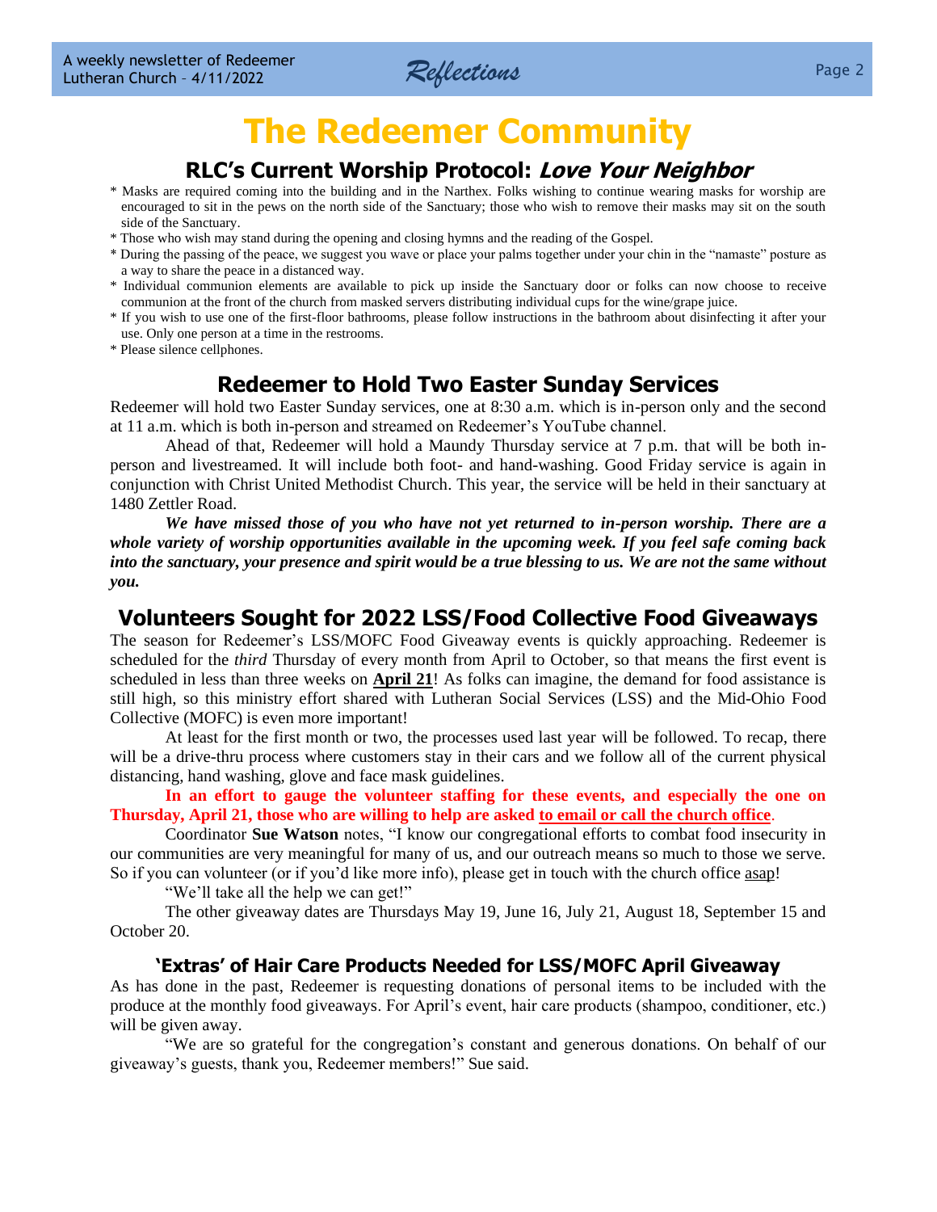# The Redeemer Community

## RLC's Current Worship Protocol: *Love Your Neighbor*

* Masks are required coming into the building and in the Narthex. Folks wishing to continue wearing masks for worship are encouraged to sit in the pews on the north side of the Sanctuary; those who wish to remove their masks may sit on the south side of the Sanctuary.
* Those who wish may stand during the opening and closing hymns and the reading of the Gospel.
* During the passing of the peace, we suggest you wave or place your palms together under your chin in the "namaste" posture as a way to share the peace in a distanced way.
* Individual communion elements are available to pick up inside the Sanctuary door or folks can now choose to receive communion at the front of the church from masked servers distributing individual cups for the wine/grape juice.
* If you wish to use one of the first-floor bathrooms, please follow instructions in the bathroom about disinfecting it after your use. Only one person at a time in the restrooms.
* Please silence cellphones.

## Redeemer to Hold Two Easter Sunday Services

Redeemer will hold two Easter Sunday services, one at 8:30 a.m. which is in-person only and the second at 11 a.m. which is both in-person and streamed on Redeemer's YouTube channel.

Ahead of that, Redeemer will hold a Maundy Thursday service at 7 p.m. that will be both in-person and livestreamed. It will include both foot- and hand-washing. Good Friday service is again in conjunction with Christ United Methodist Church. This year, the service will be held in their sanctuary at 1480 Zettler Road.

***We have missed those of you who have not yet returned to in-person worship. There are a whole variety of worship opportunities available in the upcoming week. If you feel safe coming back into the sanctuary, your presence and spirit would be a true blessing to us. We are not the same without you.***

## Volunteers Sought for 2022 LSS/Food Collective Food Giveaways

The season for Redeemer's LSS/MOFC Food Giveaway events is quickly approaching. Redeemer is scheduled for the *third* Thursday of every month from April to October, so that means the first event is scheduled in less than three weeks on **April 21**! As folks can imagine, the demand for food assistance is still high, so this ministry effort shared with Lutheran Social Services (LSS) and the Mid-Ohio Food Collective (MOFC) is even more important!

At least for the first month or two, the processes used last year will be followed. To recap, there will be a drive-thru process where customers stay in their cars and we follow all of the current physical distancing, hand washing, glove and face mask guidelines.

**In an effort to gauge the volunteer staffing for these events, and especially the one on Thursday, April 21, those who are willing to help are asked to email or call the church office.**

Coordinator **Sue Watson** notes, "I know our congregational efforts to combat food insecurity in our communities are very meaningful for many of us, and our outreach means so much to those we serve. So if you can volunteer (or if you'd like more info), please get in touch with the church office asap!

"We'll take all the help we can get!"

The other giveaway dates are Thursdays May 19, June 16, July 21, August 18, September 15 and October 20.

### 'Extras' of Hair Care Products Needed for LSS/MOFC April Giveaway

As has done in the past, Redeemer is requesting donations of personal items to be included with the produce at the monthly food giveaways. For April's event, hair care products (shampoo, conditioner, etc.) will be given away.

"We are so grateful for the congregation's constant and generous donations. On behalf of our giveaway's guests, thank you, Redeemer members!" Sue said.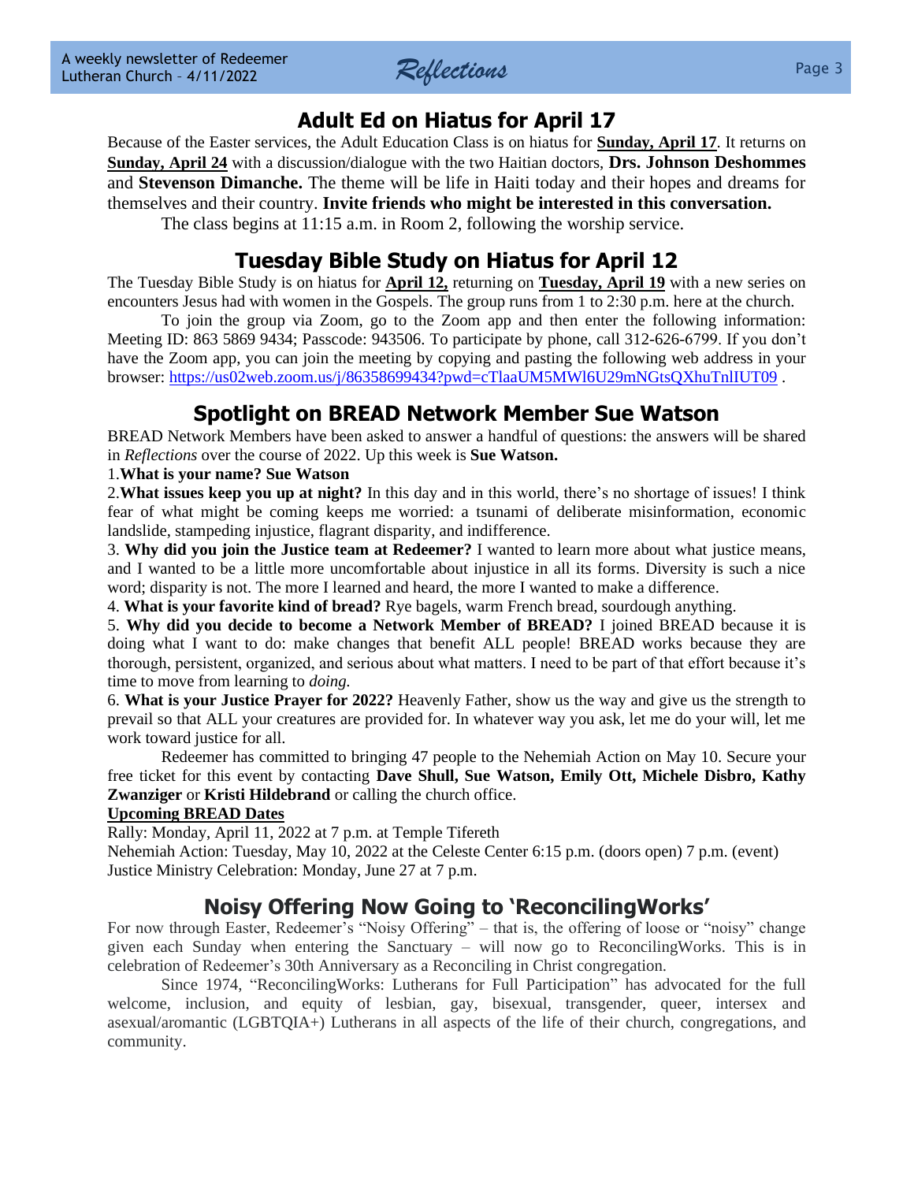## Adult Ed on Hiatus for April 17

Because of the Easter services, the Adult Education Class is on hiatus for **Sunday, April 17**. It returns on **Sunday, April 24** with a discussion/dialogue with the two Haitian doctors, **Drs. Johnson Deshommes** and **Stevenson Dimanche.** The theme will be life in Haiti today and their hopes and dreams for themselves and their country. **Invite friends who might be interested in this conversation.**

The class begins at 11:15 a.m. in Room 2, following the worship service.

## Tuesday Bible Study on Hiatus for April 12

The Tuesday Bible Study is on hiatus for **April 12,** returning on **Tuesday, April 19** with a new series on encounters Jesus had with women in the Gospels. The group runs from 1 to 2:30 p.m. here at the church.

To join the group via Zoom, go to the Zoom app and then enter the following information: Meeting ID: 863 5869 9434; Passcode: 943506. To participate by phone, call 312-626-6799. If you don't have the Zoom app, you can join the meeting by copying and pasting the following web address in your browser: https://us02web.zoom.us/j/86358699434?pwd=cTlaaUM5MWl6U29mNGtsQXhuTnlIUT09 .

## Spotlight on BREAD Network Member Sue Watson

BREAD Network Members have been asked to answer a handful of questions: the answers will be shared in *Reflections* over the course of 2022. Up this week is **Sue Watson.**

1.**What is your name? Sue Watson**

2.**What issues keep you up at night?** In this day and in this world, there's no shortage of issues! I think fear of what might be coming keeps me worried: a tsunami of deliberate misinformation, economic landslide, stampeding injustice, flagrant disparity, and indifference.

3. **Why did you join the Justice team at Redeemer?** I wanted to learn more about what justice means, and I wanted to be a little more uncomfortable about injustice in all its forms. Diversity is such a nice word; disparity is not. The more I learned and heard, the more I wanted to make a difference.

4. **What is your favorite kind of bread?** Rye bagels, warm French bread, sourdough anything.

5. **Why did you decide to become a Network Member of BREAD?** I joined BREAD because it is doing what I want to do: make changes that benefit ALL people! BREAD works because they are thorough, persistent, organized, and serious about what matters. I need to be part of that effort because it's time to move from learning to *doing.*

6. **What is your Justice Prayer for 2022?** Heavenly Father, show us the way and give us the strength to prevail so that ALL your creatures are provided for. In whatever way you ask, let me do your will, let me work toward justice for all.

Redeemer has committed to bringing 47 people to the Nehemiah Action on May 10. Secure your free ticket for this event by contacting **Dave Shull, Sue Watson, Emily Ott, Michele Disbro, Kathy Zwanziger** or **Kristi Hildebrand** or calling the church office.

**Upcoming BREAD Dates**

Rally: Monday, April 11, 2022 at 7 p.m. at Temple Tifereth
Nehemiah Action: Tuesday, May 10, 2022 at the Celeste Center 6:15 p.m. (doors open) 7 p.m. (event)
Justice Ministry Celebration: Monday, June 27 at 7 p.m.

## Noisy Offering Now Going to 'ReconcilingWorks'

For now through Easter, Redeemer's "Noisy Offering" – that is, the offering of loose or "noisy" change given each Sunday when entering the Sanctuary – will now go to ReconcilingWorks. This is in celebration of Redeemer's 30th Anniversary as a Reconciling in Christ congregation.

Since 1974, "ReconcilingWorks: Lutherans for Full Participation" has advocated for the full welcome, inclusion, and equity of lesbian, gay, bisexual, transgender, queer, intersex and asexual/aromantic (LGBTQIA+) Lutherans in all aspects of the life of their church, congregations, and community.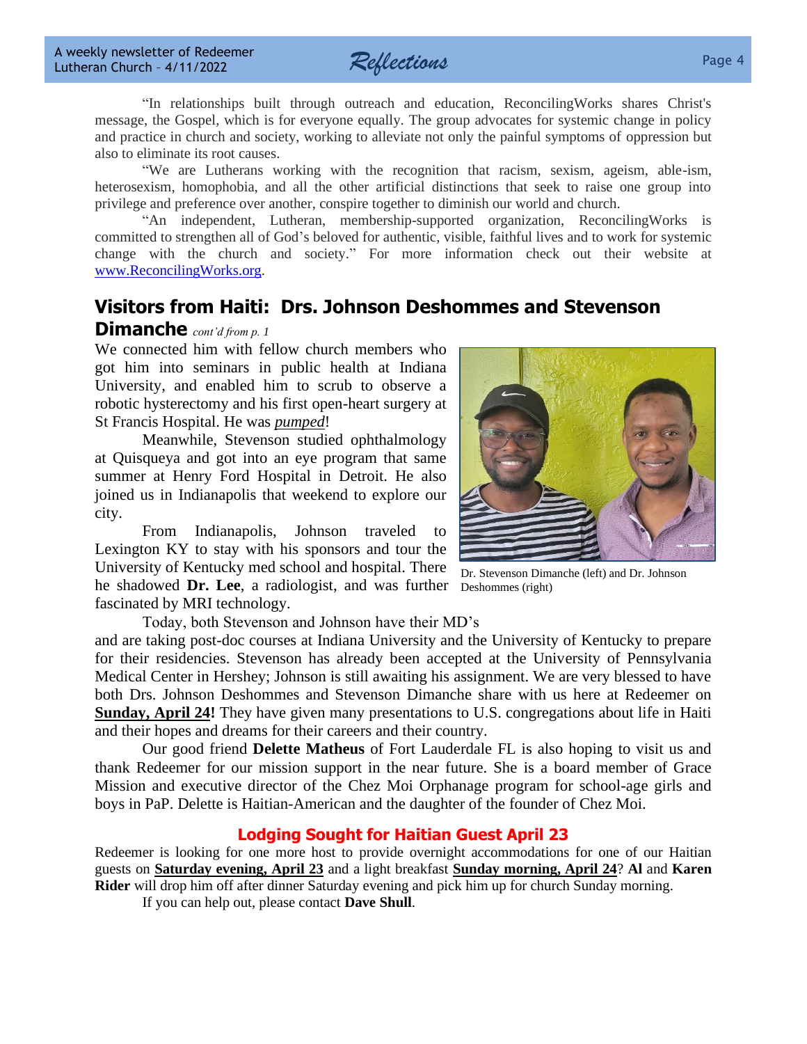"In relationships built through outreach and education, ReconcilingWorks shares Christ's message, the Gospel, which is for everyone equally. The group advocates for systemic change in policy and practice in church and society, working to alleviate not only the painful symptoms of oppression but also to eliminate its root causes.

"We are Lutherans working with the recognition that racism, sexism, ageism, able-ism, heterosexism, homophobia, and all the other artificial distinctions that seek to raise one group into privilege and preference over another, conspire together to diminish our world and church.

"An independent, Lutheran, membership-supported organization, ReconcilingWorks is committed to strengthen all of God's beloved for authentic, visible, faithful lives and to work for systemic change with the church and society." For more information check out their website at [www.ReconcilingWorks.org](http://www.ReconcilingWorks.org).

## Visitors from Haiti: Drs. Johnson Deshommes and Stevenson Dimanche *cont'd from p. 1*

We connected him with fellow church members who got him into seminars in public health at Indiana University, and enabled him to scrub to observe a robotic hysterectomy and his first open-heart surgery at St Francis Hospital. He was *pumped*!

Meanwhile, Stevenson studied ophthalmology at Quisqueya and got into an eye program that same summer at Henry Ford Hospital in Detroit. He also joined us in Indianapolis that weekend to explore our city.

From Indianapolis, Johnson traveled to Lexington KY to stay with his sponsors and tour the University of Kentucky med school and hospital. There he shadowed **Dr. Lee**, a radiologist, and was further fascinated by MRI technology.

Dr. Stevenson Dimanche (left) and Dr. Johnson Deshommes (right)

Today, both Stevenson and Johnson have their MD's and are taking post-doc courses at Indiana University and the University of Kentucky to prepare for their residencies. Stevenson has already been accepted at the University of Pennsylvania Medical Center in Hershey; Johnson is still awaiting his assignment. We are very blessed to have both Drs. Johnson Deshommes and Stevenson Dimanche share with us here at Redeemer on **Sunday, April 24!** They have given many presentations to U.S. congregations about life in Haiti and their hopes and dreams for their careers and their country.

Our good friend **Delette Matheus** of Fort Lauderdale FL is also hoping to visit us and thank Redeemer for our mission support in the near future. She is a board member of Grace Mission and executive director of the Chez Moi Orphanage program for school-age girls and boys in PaP. Delette is Haitian-American and the daughter of the founder of Chez Moi.

## Lodging Sought for Haitian Guest April 23

Redeemer is looking for one more host to provide overnight accommodations for one of our Haitian guests on **Saturday evening, April 23** and a light breakfast **Sunday morning, April 24**? **Al** and **Karen Rider** will drop him off after dinner Saturday evening and pick him up for church Sunday morning.

If you can help out, please contact **Dave Shull**.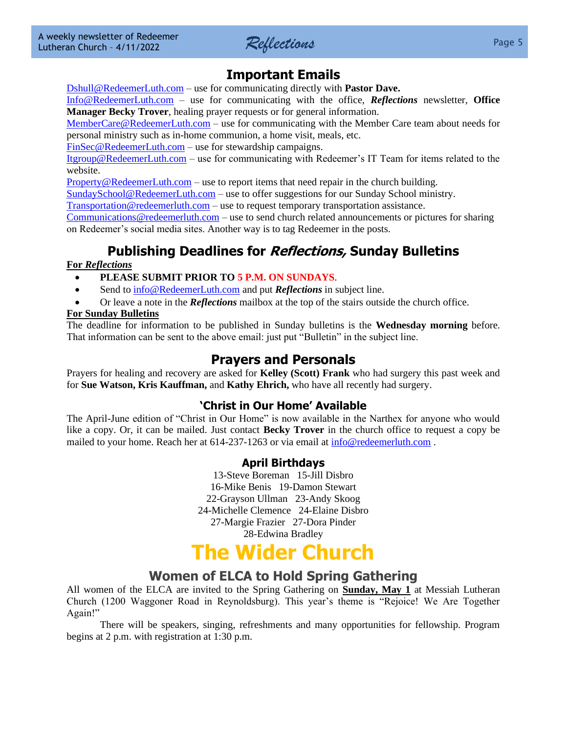## Important Emails

Dshull@RedeemerLuth.com – use for communicating directly with **Pastor Dave.**
Info@RedeemerLuth.com – use for communicating with the office, ***Reflections*** newsletter, **Office Manager Becky Trover**, healing prayer requests or for general information.
MemberCare@RedeemerLuth.com – use for communicating with the Member Care team about needs for personal ministry such as in-home communion, a home visit, meals, etc.
FinSec@RedeemerLuth.com – use for stewardship campaigns.
Itgroup@RedeemerLuth.com – use for communicating with Redeemer's IT Team for items related to the website.
Property@RedeemerLuth.com – use to report items that need repair in the church building.
SundaySchool@RedeemerLuth.com – use to offer suggestions for our Sunday School ministry.
Transportation@redeemerluth.com – use to request temporary transportation assistance.
Communications@redeemerluth.com – use to send church related announcements or pictures for sharing on Redeemer's social media sites. Another way is to tag Redeemer in the posts.

## Publishing Deadlines for *Reflections,* Sunday Bulletins

**For *Reflections***

- **PLEASE SUBMIT PRIOR TO 5 P.M. ON SUNDAYS**.
- Send to info@RedeemerLuth.com and put ***Reflections*** in subject line.
- Or leave a note in the ***Reflections*** mailbox at the top of the stairs outside the church office.

**For Sunday Bulletins**

The deadline for information to be published in Sunday bulletins is the **Wednesday morning** before. That information can be sent to the above email: just put "Bulletin" in the subject line.

## Prayers and Personals

Prayers for healing and recovery are asked for **Kelley (Scott) Frank** who had surgery this past week and for **Sue Watson, Kris Kauffman,** and **Kathy Ehrich,** who have all recently had surgery.

### 'Christ in Our Home' Available

The April-June edition of "Christ in Our Home" is now available in the Narthex for anyone who would like a copy. Or, it can be mailed. Just contact **Becky Trover** in the church office to request a copy be mailed to your home. Reach her at 614-237-1263 or via email at info@redeemerluth.com .

### April Birthdays

13-Steve Boreman 15-Jill Disbro
16-Mike Benis 19-Damon Stewart
22-Grayson Ullman 23-Andy Skoog
24-Michelle Clemence 24-Elaine Disbro
27-Margie Frazier 27-Dora Pinder
28-Edwina Bradley

# The Wider Church

## Women of ELCA to Hold Spring Gathering

All women of the ELCA are invited to the Spring Gathering on **Sunday, May 1** at Messiah Lutheran Church (1200 Waggoner Road in Reynoldsburg). This year's theme is "Rejoice! We Are Together Again!"

There will be speakers, singing, refreshments and many opportunities for fellowship. Program begins at 2 p.m. with registration at 1:30 p.m.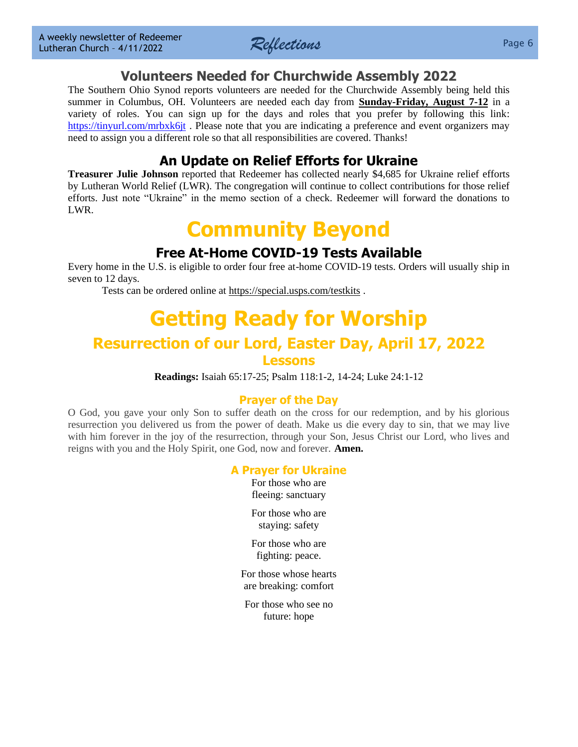## Volunteers Needed for Churchwide Assembly 2022

The Southern Ohio Synod reports volunteers are needed for the Churchwide Assembly being held this summer in Columbus, OH. Volunteers are needed each day from **Sunday-Friday, August 7-12** in a variety of roles. You can sign up for the days and roles that you prefer by following this link: https://tinyurl.com/mrbxk6jt . Please note that you are indicating a preference and event organizers may need to assign you a different role so that all responsibilities are covered. Thanks!

## An Update on Relief Efforts for Ukraine

**Treasurer Julie Johnson** reported that Redeemer has collected nearly $4,685 for Ukraine relief efforts by Lutheran World Relief (LWR). The congregation will continue to collect contributions for those relief efforts. Just note "Ukraine" in the memo section of a check. Redeemer will forward the donations to LWR.

# Community Beyond

## Free At-Home COVID-19 Tests Available

Every home in the U.S. is eligible to order four free at-home COVID-19 tests. Orders will usually ship in seven to 12 days.

Tests can be ordered online at https://special.usps.com/testkits .

# Getting Ready for Worship

## Resurrection of our Lord, Easter Day, April 17, 2022

### Lessons

**Readings:** Isaiah 65:17-25; Psalm 118:1-2, 14-24; Luke 24:1-12

### Prayer of the Day

O God, you gave your only Son to suffer death on the cross for our redemption, and by his glorious resurrection you delivered us from the power of death. Make us die every day to sin, that we may live with him forever in the joy of the resurrection, through your Son, Jesus Christ our Lord, who lives and reigns with you and the Holy Spirit, one God, now and forever. **Amen.**

### A Prayer for Ukraine

For those who are
fleeing: sanctuary

For those who are
staying: safety

For those who are
fighting: peace.

For those whose hearts
are breaking: comfort

For those who see no
future: hope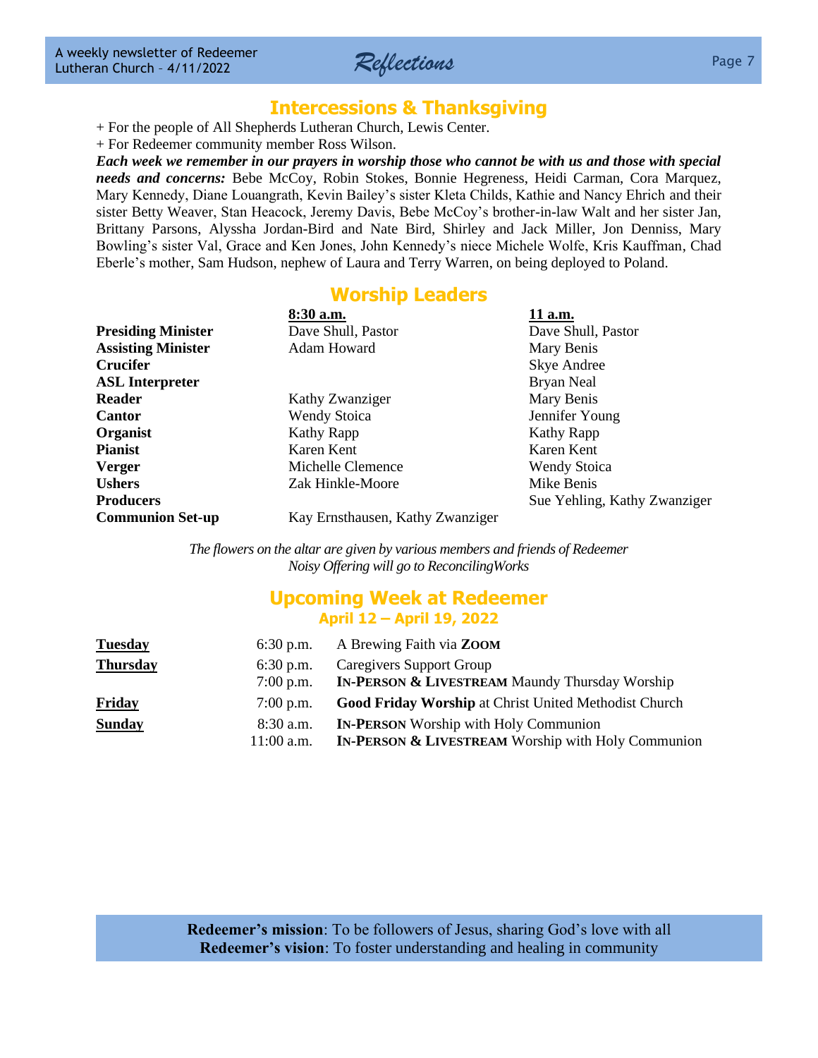## Intercessions & Thanksgiving

+ For the people of All Shepherds Lutheran Church, Lewis Center.
+ For Redeemer community member Ross Wilson.

***Each week we remember in our prayers in worship those who cannot be with us and those with special needs and concerns:*** Bebe McCoy, Robin Stokes, Bonnie Hegreness, Heidi Carman, Cora Marquez, Mary Kennedy, Diane Louangrath, Kevin Bailey's sister Kleta Childs, Kathie and Nancy Ehrich and their sister Betty Weaver, Stan Heacock, Jeremy Davis, Bebe McCoy's brother-in-law Walt and her sister Jan, Brittany Parsons, Alyssha Jordan-Bird and Nate Bird, Shirley and Jack Miller, Jon Denniss, Mary Bowling's sister Val, Grace and Ken Jones, John Kennedy's niece Michele Wolfe, Kris Kauffman, Chad Eberle's mother, Sam Hudson, nephew of Laura and Terry Warren, on being deployed to Poland.

## Worship Leaders

| | 8:30 a.m. | 11 a.m. |
|---|---|---|
| **Presiding Minister** | Dave Shull, Pastor | Dave Shull, Pastor |
| **Assisting Minister** | Adam Howard | Mary Benis |
| **Crucifer** | | Skye Andree |
| **ASL Interpreter** | | Bryan Neal |
| **Reader** | Kathy Zwanziger | Mary Benis |
| **Cantor** | Wendy Stoica | Jennifer Young |
| **Organist** | Kathy Rapp | Kathy Rapp |
| **Pianist** | Karen Kent | Karen Kent |
| **Verger** | Michelle Clemence | Wendy Stoica |
| **Ushers** | Zak Hinkle-Moore | Mike Benis |
| **Producers** | | Sue Yehling, Kathy Zwanziger |
| **Communion Set-up** | Kay Ernsthausen, Kathy Zwanziger | |

*The flowers on the altar are given by various members and friends of Redeemer*
*Noisy Offering will go to ReconcilingWorks*

## Upcoming Week at Redeemer

### April 12 – April 19, 2022

| | | |
|---|---|---|
| **Tuesday** | 6:30 p.m. | A Brewing Faith via **ZOOM** |
| **Thursday** | 6:30 p.m. | Caregivers Support Group |
| | 7:00 p.m. | **IN-PERSON & LIVESTREAM** Maundy Thursday Worship |
| **Friday** | 7:00 p.m. | **Good Friday Worship** at Christ United Methodist Church |
| **Sunday** | 8:30 a.m. | **IN-PERSON** Worship with Holy Communion |
| | 11:00 a.m. | **IN-PERSON & LIVESTREAM** Worship with Holy Communion |

**Redeemer's mission**: To be followers of Jesus, sharing God's love with all
**Redeemer's vision**: To foster understanding and healing in community